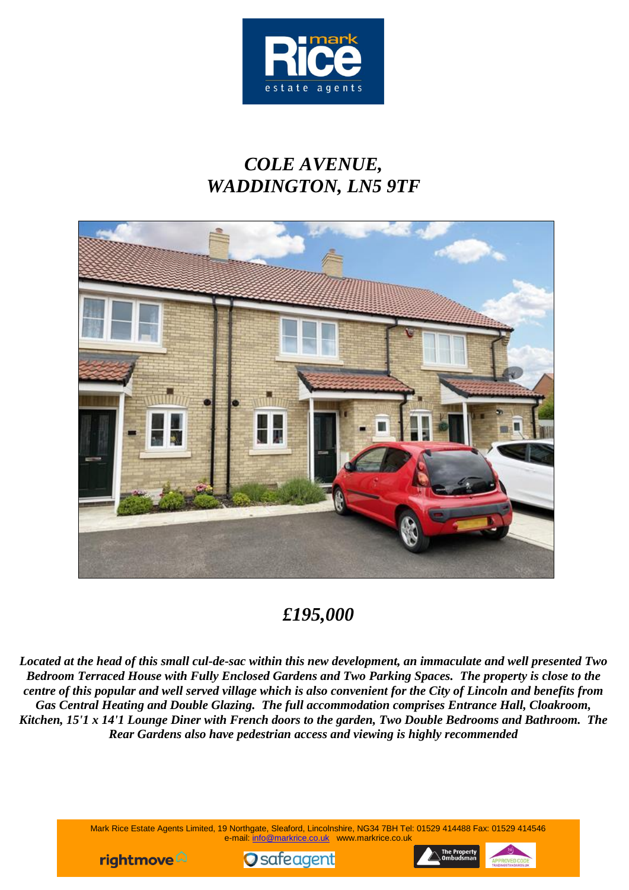# *COLE AVENUE, WADDINGTON, LN5 9TF*

## *£195,000*

***Located at the head of this small cul-de-sac within this new development, an immaculate and well presented Two Bedroom Terraced House with Fully Enclosed Gardens and Two Parking Spaces. The property is close to the centre of this popular and well served village which is also convenient for the City of Lincoln and benefits from Gas Central Heating and Double Glazing. The full accommodation comprises Entrance Hall, Cloakroom, Kitchen, 15'1 x 14'1 Lounge Diner with French doors to the garden, Two Double Bedrooms and Bathroom. The Rear Gardens also have pedestrian access and viewing is highly recommended***

Mark Rice Estate Agents Limited, 19 Northgate, Sleaford, Lincolnshire, NG34 7BH Tel: 01529 414488 Fax: 01529 414546
e-mail: info@markrice.co.uk www.markrice.co.uk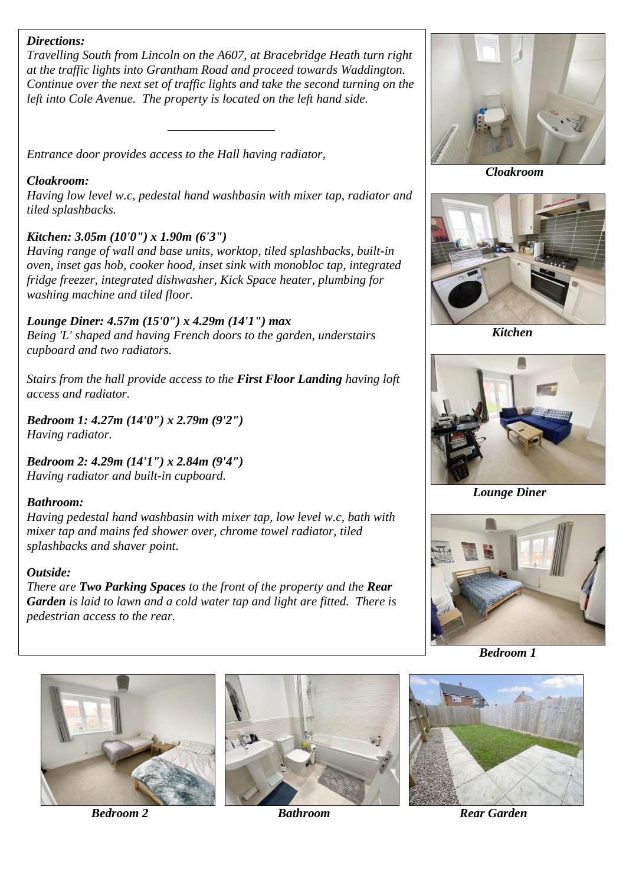***Directions:***
*Travelling South from Lincoln on the A607, at Bracebridge Heath turn right at the traffic lights into Grantham Road and proceed towards Waddington. Continue over the next set of traffic lights and take the second turning on the left into Cole Avenue. The property is located on the left hand side.*

---

*Entrance door provides access to the Hall having radiator,*

***Cloakroom:***
*Having low level w.c, pedestal hand washbasin with mixer tap, radiator and tiled splashbacks.*

***Kitchen: 3.05m (10'0") x 1.90m (6'3")***
*Having range of wall and base units, worktop, tiled splashbacks, built-in oven, inset gas hob, cooker hood, inset sink with monobloc tap, integrated fridge freezer, integrated dishwasher, Kick Space heater, plumbing for washing machine and tiled floor.*

***Lounge Diner: 4.57m (15'0") x 4.29m (14'1") max***
*Being 'L' shaped and having French doors to the garden, understairs cupboard and two radiators.*

*Stairs from the hall provide access to the* ***First Floor Landing*** *having loft access and radiator.*

***Bedroom 1: 4.27m (14'0") x 2.79m (9'2")***
*Having radiator.*

***Bedroom 2: 4.29m (14'1") x 2.84m (9'4")***
*Having radiator and built-in cupboard.*

***Bathroom:***
*Having pedestal hand washbasin with mixer tap, low level w.c, bath with mixer tap and mains fed shower over, chrome towel radiator, tiled splashbacks and shaver point.*

***Outside:***
*There are* ***Two Parking Spaces*** *to the front of the property and the* ***Rear Garden*** *is laid to lawn and a cold water tap and light are fitted. There is pedestrian access to the rear.*

***Cloakroom***

***Kitchen***

***Lounge Diner***

***Bedroom 1***

***Bedroom 2***

***Bathroom***

***Rear Garden***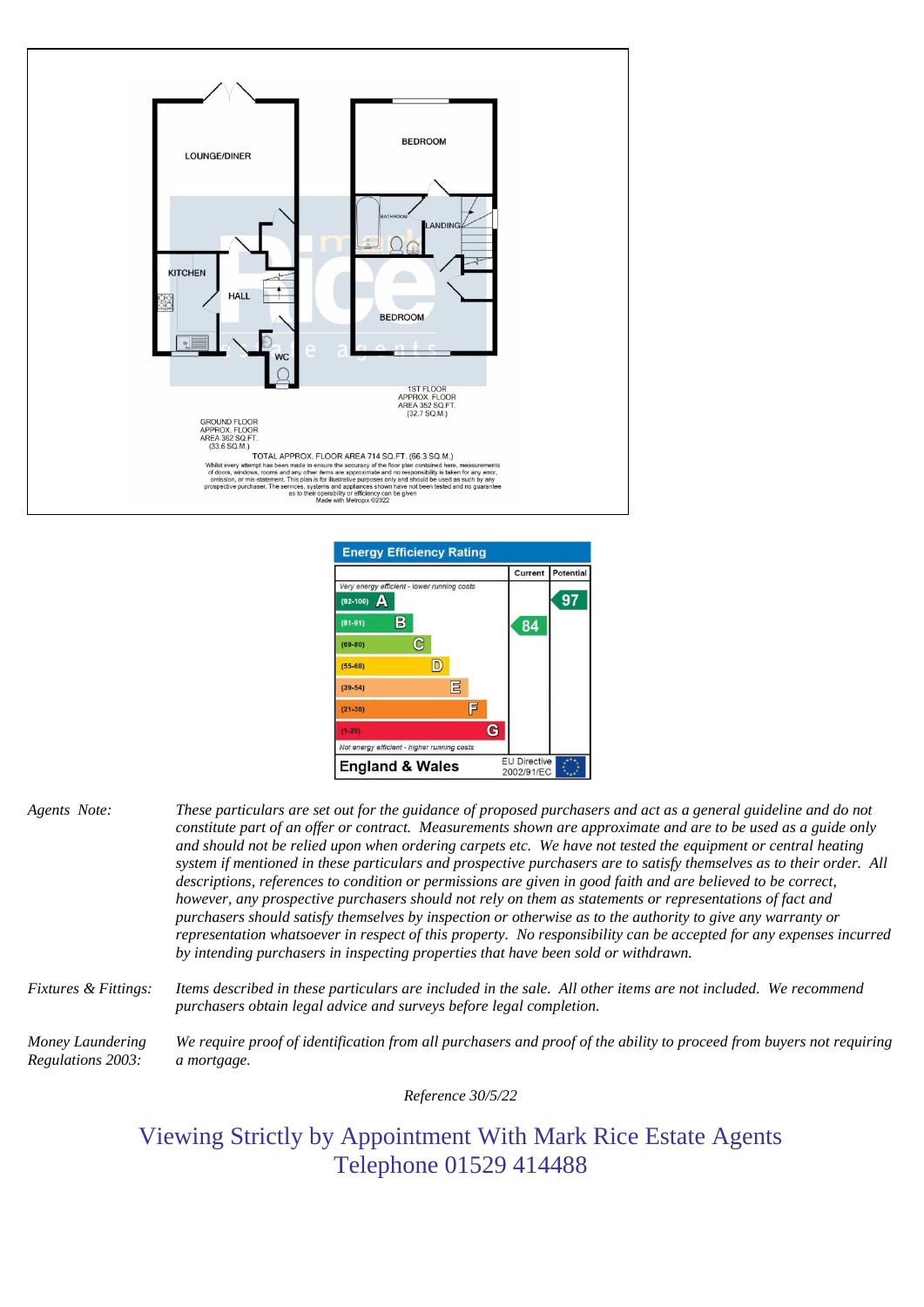LOUNGE/DINER

KITCHEN

HALL

WC

BEDROOM

BATHROOM

LANDING

BEDROOM

1ST FLOOR
APPROX. FLOOR
AREA 352 SQ.FT.
(32.7 SQ.M.)

GROUND FLOOR
APPROX. FLOOR
AREA 362 SQ.FT.
(33.6 SQ.M.)

TOTAL APPROX. FLOOR AREA 714 SQ.FT. (66.3 SQ.M.)

Whilst every attempt has been made to ensure the accuracy of the floor plan contained here, measurements of doors, windows, rooms and any other items are approximate and no responsibility is taken for any error, omission, or mis-statement. This plan is for illustrative purposes only and should be used as such by any prospective purchaser. The services, systems and appliances shown have not been tested and no guarantee as to their operability or efficiency can be given
Made with Metropix ©2022

Energy Efficiency Rating

Current | Potential

Very energy efficient - lower running costs

(92-100) A

(81-91) B

(69-80) C

(55-68) D

(39-54) E

(21-38) F

(1-20) G

Not energy efficient - higher running costs

Current: 84

Potential: 97

England & Wales

EU Directive 2002/91/EC

| | |
|---|---|
| *Agents Note:* | *These particulars are set out for the guidance of proposed purchasers and act as a general guideline and do not constitute part of an offer or contract. Measurements shown are approximate and are to be used as a guide only and should not be relied upon when ordering carpets etc. We have not tested the equipment or central heating system if mentioned in these particulars and prospective purchasers are to satisfy themselves as to their order. All descriptions, references to condition or permissions are given in good faith and are believed to be correct, however, any prospective purchasers should not rely on them as statements or representations of fact and purchasers should satisfy themselves by inspection or otherwise as to the authority to give any warranty or representation whatsoever in respect of this property. No responsibility can be accepted for any expenses incurred by intending purchasers in inspecting properties that have been sold or withdrawn.* |
| *Fixtures & Fittings:* | *Items described in these particulars are included in the sale. All other items are not included. We recommend purchasers obtain legal advice and surveys before legal completion.* |
| *Money Laundering Regulations 2003:* | *We require proof of identification from all purchasers and proof of the ability to proceed from buyers not requiring a mortgage.* |

*Reference 30/5/22*

Viewing Strictly by Appointment With Mark Rice Estate Agents
Telephone 01529 414488